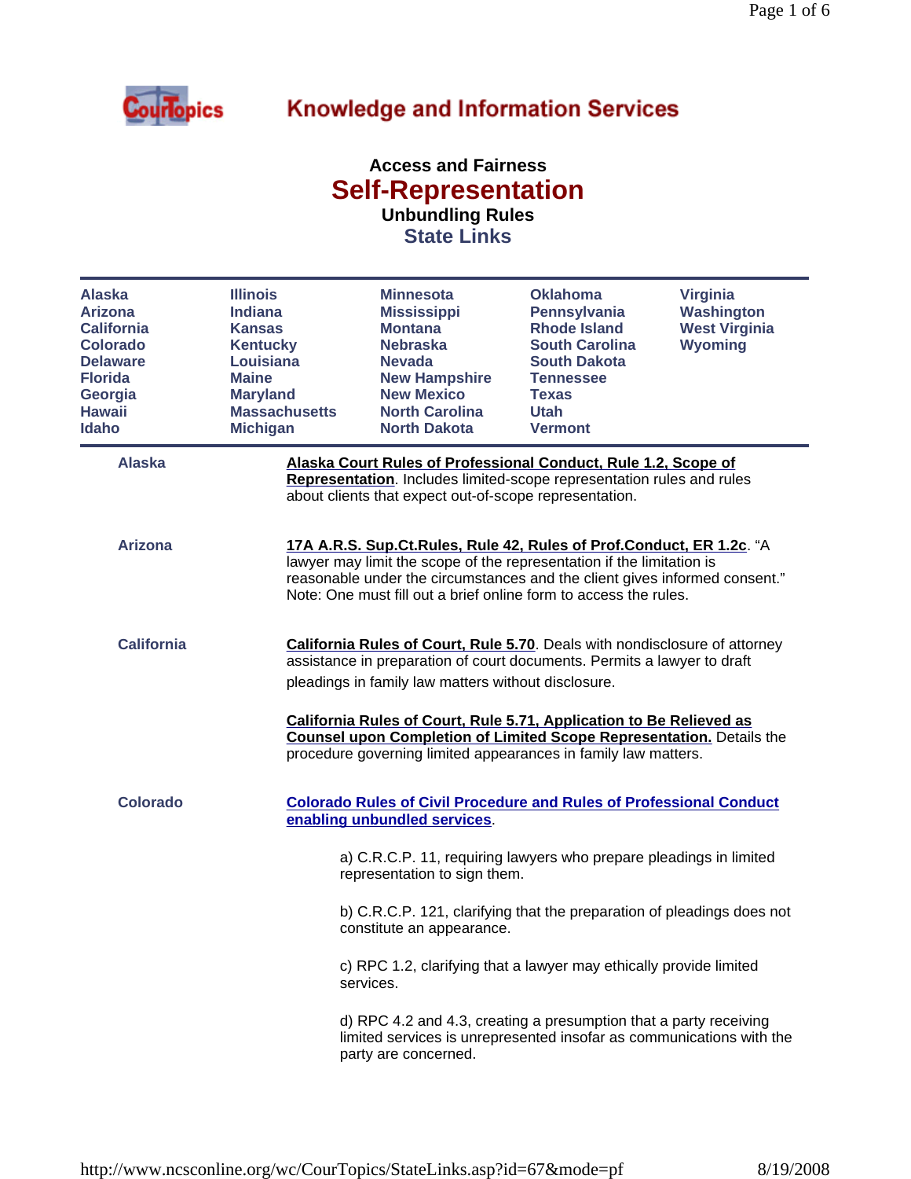Knowledge and Information Services

## Access and Fairness

# Self-Representation

### Unbundling Rules

### State Links

| | | | | |
|---|---|---|---|---|
| Alaska | Illinois | Minnesota | Oklahoma | Virginia |
| Arizona | Indiana | Mississippi | Pennsylvania | Washington |
| California | Kansas | Montana | Rhode Island | West Virginia |
| Colorado | Kentucky | Nebraska | South Carolina | Wyoming |
| Delaware | Louisiana | Nevada | South Dakota | |
| Florida | Maine | New Hampshire | Tennessee | |
| Georgia | Maryland | New Mexico | Texas | |
| Hawaii | Massachusetts | North Carolina | Utah | |
| Idaho | Michigan | North Dakota | Vermont | |

**Alaska**

**Alaska Court Rules of Professional Conduct, Rule 1.2, Scope of Representation**. Includes limited-scope representation rules and rules about clients that expect out-of-scope representation.

**Arizona**

**17A A.R.S. Sup.Ct.Rules, Rule 42, Rules of Prof.Conduct, ER 1.2c**. "A lawyer may limit the scope of the representation if the limitation is reasonable under the circumstances and the client gives informed consent." Note: One must fill out a brief online form to access the rules.

**California**

**California Rules of Court, Rule 5.70**. Deals with nondisclosure of attorney assistance in preparation of court documents. Permits a lawyer to draft pleadings in family law matters without disclosure.

**California Rules of Court, Rule 5.71, Application to Be Relieved as Counsel upon Completion of Limited Scope Representation.** Details the procedure governing limited appearances in family law matters.

**Colorado**

**Colorado Rules of Civil Procedure and Rules of Professional Conduct enabling unbundled services**.

a) C.R.C.P. 11, requiring lawyers who prepare pleadings in limited representation to sign them.

b) C.R.C.P. 121, clarifying that the preparation of pleadings does not constitute an appearance.

c) RPC 1.2, clarifying that a lawyer may ethically provide limited services.

d) RPC 4.2 and 4.3, creating a presumption that a party receiving limited services is unrepresented insofar as communications with the party are concerned.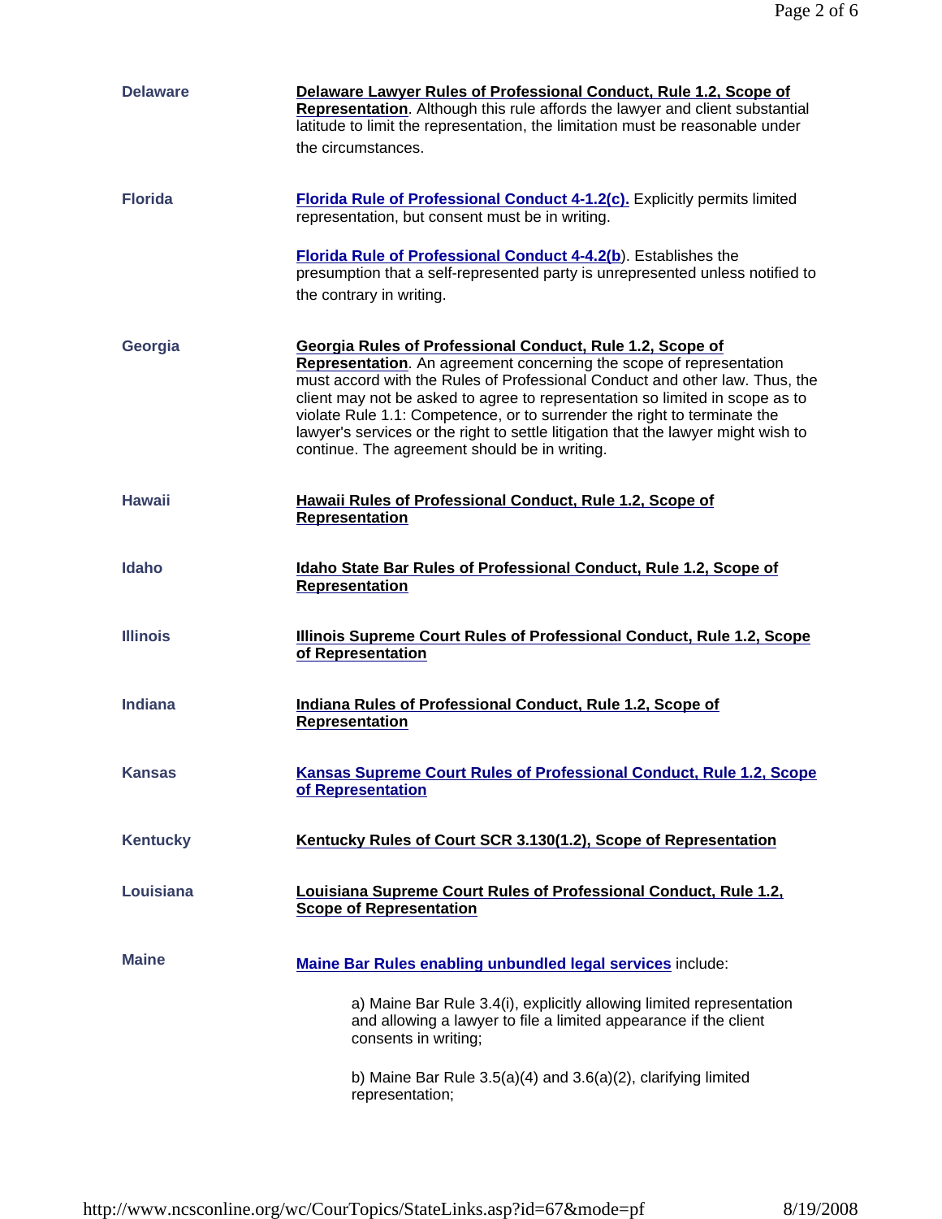| | |
|---|---|
| **Delaware** | **Delaware Lawyer Rules of Professional Conduct, Rule 1.2, Scope of Representation**. Although this rule affords the lawyer and client substantial latitude to limit the representation, the limitation must be reasonable under the circumstances. |
| **Florida** | **Florida Rule of Professional Conduct 4-1.2(c).** Explicitly permits limited representation, but consent must be in writing.<br><br>**Florida Rule of Professional Conduct 4-4.2(b**). Establishes the presumption that a self-represented party is unrepresented unless notified to the contrary in writing. |
| **Georgia** | **Georgia Rules of Professional Conduct, Rule 1.2, Scope of Representation**. An agreement concerning the scope of representation must accord with the Rules of Professional Conduct and other law. Thus, the client may not be asked to agree to representation so limited in scope as to violate Rule 1.1: Competence, or to surrender the right to terminate the lawyer's services or the right to settle litigation that the lawyer might wish to continue. The agreement should be in writing. |
| **Hawaii** | **Hawaii Rules of Professional Conduct, Rule 1.2, Scope of Representation** |
| **Idaho** | **Idaho State Bar Rules of Professional Conduct, Rule 1.2, Scope of Representation** |
| **Illinois** | **Illinois Supreme Court Rules of Professional Conduct, Rule 1.2, Scope of Representation** |
| **Indiana** | **Indiana Rules of Professional Conduct, Rule 1.2, Scope of Representation** |
| **Kansas** | **Kansas Supreme Court Rules of Professional Conduct, Rule 1.2, Scope of Representation** |
| **Kentucky** | **Kentucky Rules of Court SCR 3.130(1.2), Scope of Representation** |
| **Louisiana** | **Louisiana Supreme Court Rules of Professional Conduct, Rule 1.2, Scope of Representation** |
| **Maine** | **Maine Bar Rules enabling unbundled legal services** include:<br><br>a) Maine Bar Rule 3.4(i), explicitly allowing limited representation and allowing a lawyer to file a limited appearance if the client consents in writing;<br><br>b) Maine Bar Rule 3.5(a)(4) and 3.6(a)(2), clarifying limited representation; |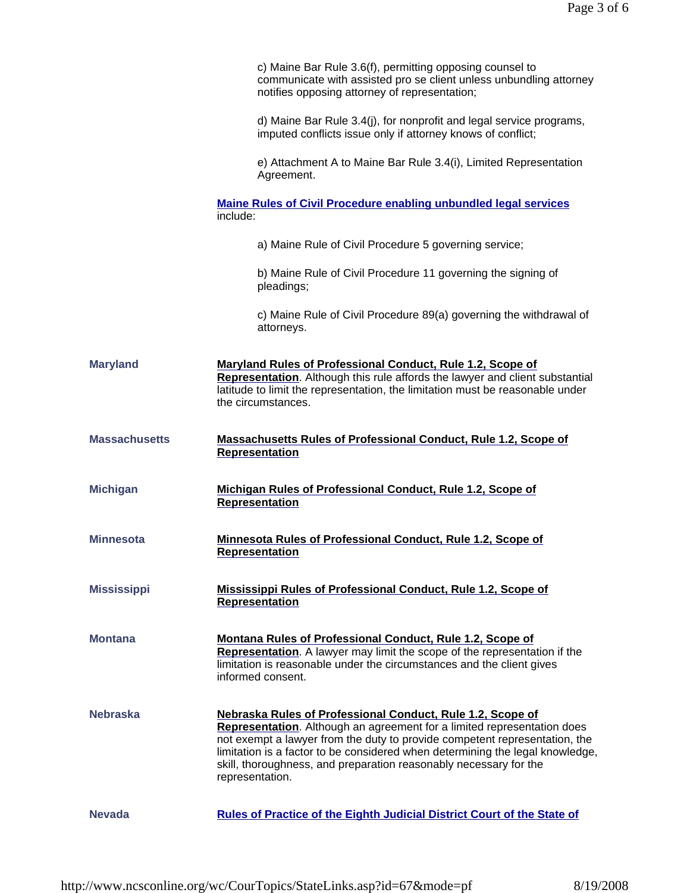c) Maine Bar Rule 3.6(f), permitting opposing counsel to communicate with assisted pro se client unless unbundling attorney notifies opposing attorney of representation;

d) Maine Bar Rule 3.4(j), for nonprofit and legal service programs, imputed conflicts issue only if attorney knows of conflict;

e) Attachment A to Maine Bar Rule 3.4(i), Limited Representation Agreement.

**Maine Rules of Civil Procedure enabling unbundled legal services** include:

a) Maine Rule of Civil Procedure 5 governing service;

b) Maine Rule of Civil Procedure 11 governing the signing of pleadings;

c) Maine Rule of Civil Procedure 89(a) governing the withdrawal of attorneys.

| | |
|---|---|
| **Maryland** | **Maryland Rules of Professional Conduct, Rule 1.2, Scope of Representation**. Although this rule affords the lawyer and client substantial latitude to limit the representation, the limitation must be reasonable under the circumstances. |
| **Massachusetts** | **Massachusetts Rules of Professional Conduct, Rule 1.2, Scope of Representation** |
| **Michigan** | **Michigan Rules of Professional Conduct, Rule 1.2, Scope of Representation** |
| **Minnesota** | **Minnesota Rules of Professional Conduct, Rule 1.2, Scope of Representation** |
| **Mississippi** | **Mississippi Rules of Professional Conduct, Rule 1.2, Scope of Representation** |
| **Montana** | **Montana Rules of Professional Conduct, Rule 1.2, Scope of Representation**. A lawyer may limit the scope of the representation if the limitation is reasonable under the circumstances and the client gives informed consent. |
| **Nebraska** | **Nebraska Rules of Professional Conduct, Rule 1.2, Scope of Representation**. Although an agreement for a limited representation does not exempt a lawyer from the duty to provide competent representation, the limitation is a factor to be considered when determining the legal knowledge, skill, thoroughness, and preparation reasonably necessary for the representation. |
| **Nevada** | **Rules of Practice of the Eighth Judicial District Court of the State of** |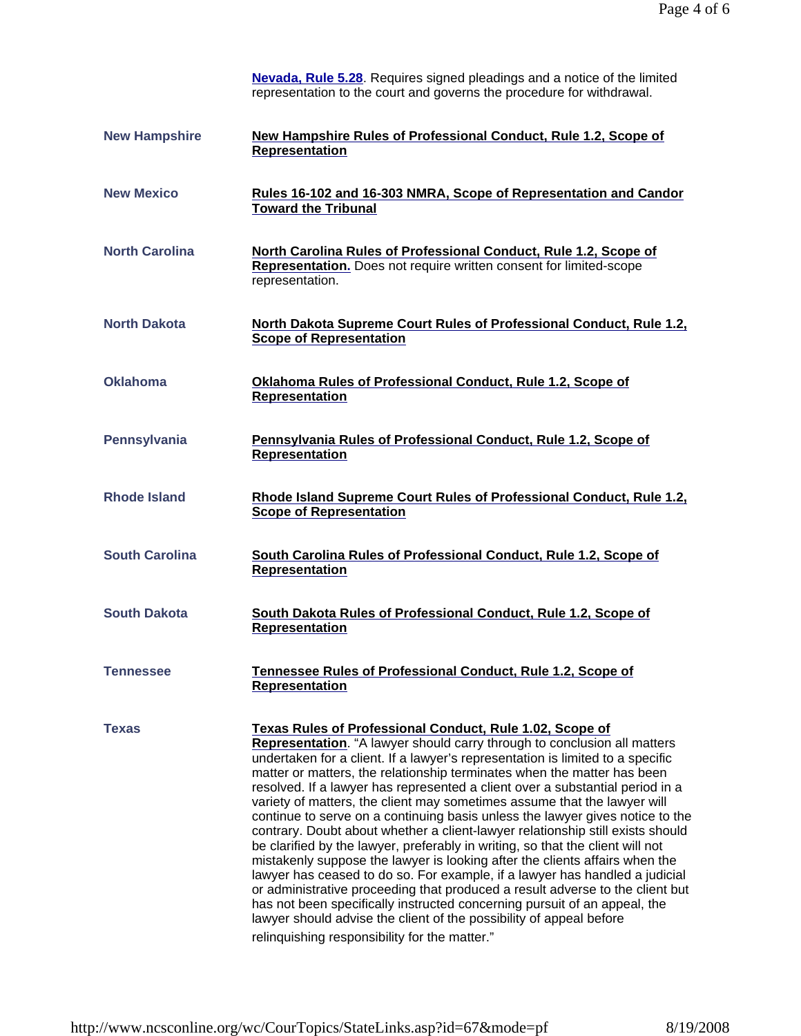| | |
|---|---|
| | **Nevada, Rule 5.28**. Requires signed pleadings and a notice of the limited representation to the court and governs the procedure for withdrawal. |
| **New Hampshire** | **New Hampshire Rules of Professional Conduct, Rule 1.2, Scope of Representation** |
| **New Mexico** | **Rules 16-102 and 16-303 NMRA, Scope of Representation and Candor Toward the Tribunal** |
| **North Carolina** | **North Carolina Rules of Professional Conduct, Rule 1.2, Scope of Representation.** Does not require written consent for limited-scope representation. |
| **North Dakota** | **North Dakota Supreme Court Rules of Professional Conduct, Rule 1.2, Scope of Representation** |
| **Oklahoma** | **Oklahoma Rules of Professional Conduct, Rule 1.2, Scope of Representation** |
| **Pennsylvania** | **Pennsylvania Rules of Professional Conduct, Rule 1.2, Scope of Representation** |
| **Rhode Island** | **Rhode Island Supreme Court Rules of Professional Conduct, Rule 1.2, Scope of Representation** |
| **South Carolina** | **South Carolina Rules of Professional Conduct, Rule 1.2, Scope of Representation** |
| **South Dakota** | **South Dakota Rules of Professional Conduct, Rule 1.2, Scope of Representation** |
| **Tennessee** | **Tennessee Rules of Professional Conduct, Rule 1.2, Scope of Representation** |
| **Texas** | **Texas Rules of Professional Conduct, Rule 1.02, Scope of Representation**. "A lawyer should carry through to conclusion all matters undertaken for a client. If a lawyer's representation is limited to a specific matter or matters, the relationship terminates when the matter has been resolved. If a lawyer has represented a client over a substantial period in a variety of matters, the client may sometimes assume that the lawyer will continue to serve on a continuing basis unless the lawyer gives notice to the contrary. Doubt about whether a client-lawyer relationship still exists should be clarified by the lawyer, preferably in writing, so that the client will not mistakenly suppose the lawyer is looking after the clients affairs when the lawyer has ceased to do so. For example, if a lawyer has handled a judicial or administrative proceeding that produced a result adverse to the client but has not been specifically instructed concerning pursuit of an appeal, the lawyer should advise the client of the possibility of appeal before relinquishing responsibility for the matter." |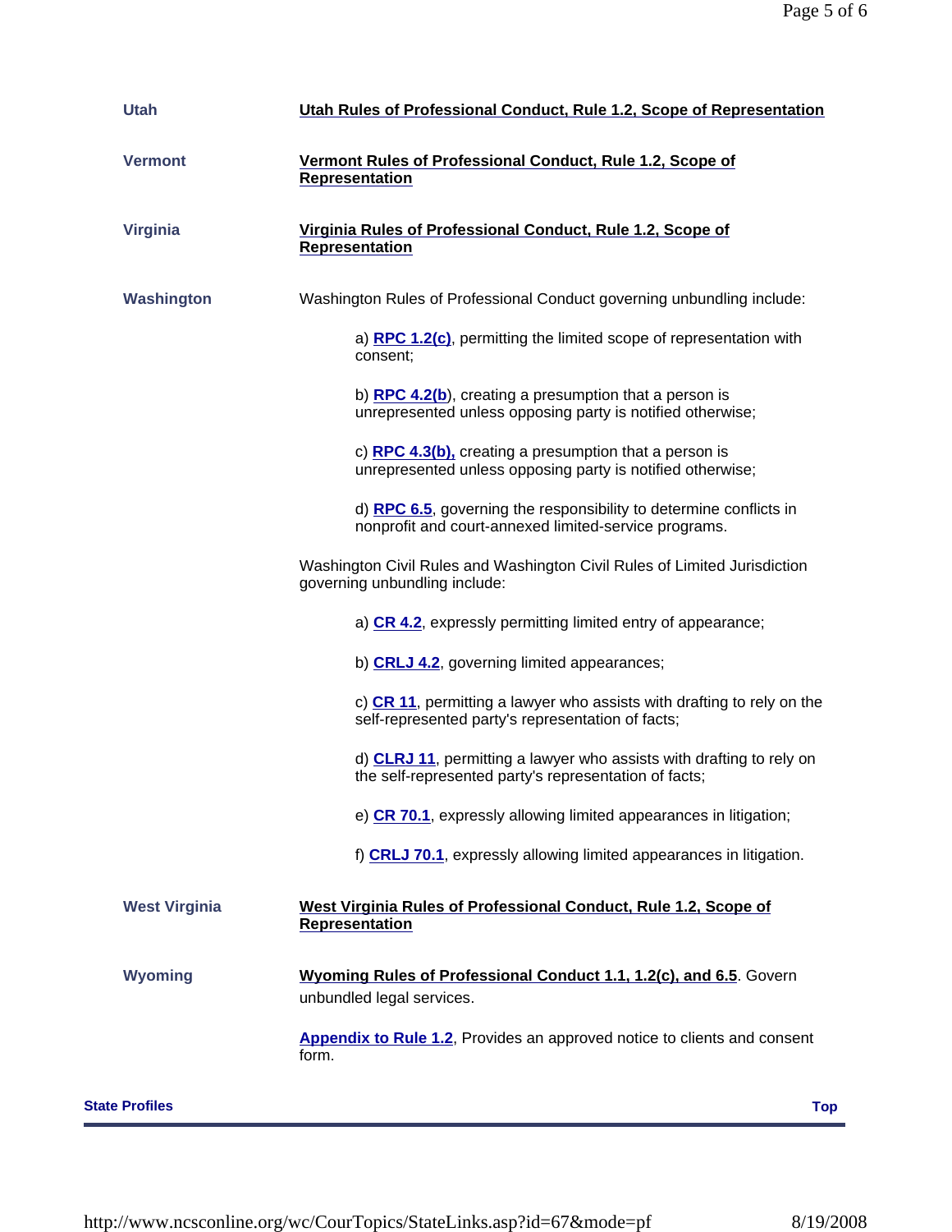**Utah** — **Utah Rules of Professional Conduct, Rule 1.2, Scope of Representation**

**Vermont** — **Vermont Rules of Professional Conduct, Rule 1.2, Scope of Representation**

**Virginia** — **Virginia Rules of Professional Conduct, Rule 1.2, Scope of Representation**

**Washington** — Washington Rules of Professional Conduct governing unbundling include:

> a) **RPC 1.2(c)**, permitting the limited scope of representation with consent;
>
> b) **RPC 4.2(b**), creating a presumption that a person is unrepresented unless opposing party is notified otherwise;
>
> c) **RPC 4.3(b),** creating a presumption that a person is unrepresented unless opposing party is notified otherwise;
>
> d) **RPC 6.5**, governing the responsibility to determine conflicts in nonprofit and court-annexed limited-service programs.

Washington Civil Rules and Washington Civil Rules of Limited Jurisdiction governing unbundling include:

> a) **CR 4.2**, expressly permitting limited entry of appearance;
>
> b) **CRLJ 4.2**, governing limited appearances;
>
> c) **CR 11**, permitting a lawyer who assists with drafting to rely on the self-represented party's representation of facts;
>
> d) **CLRJ 11**, permitting a lawyer who assists with drafting to rely on the self-represented party's representation of facts;
>
> e) **CR 70.1**, expressly allowing limited appearances in litigation;
>
> f) **CRLJ 70.1**, expressly allowing limited appearances in litigation.

**West Virginia** — **West Virginia Rules of Professional Conduct, Rule 1.2, Scope of Representation**

**Wyoming** — **Wyoming Rules of Professional Conduct 1.1, 1.2(c), and 6.5**. Govern unbundled legal services.

**Appendix to Rule 1.2**, Provides an approved notice to clients and consent form.

**State Profiles** **Top**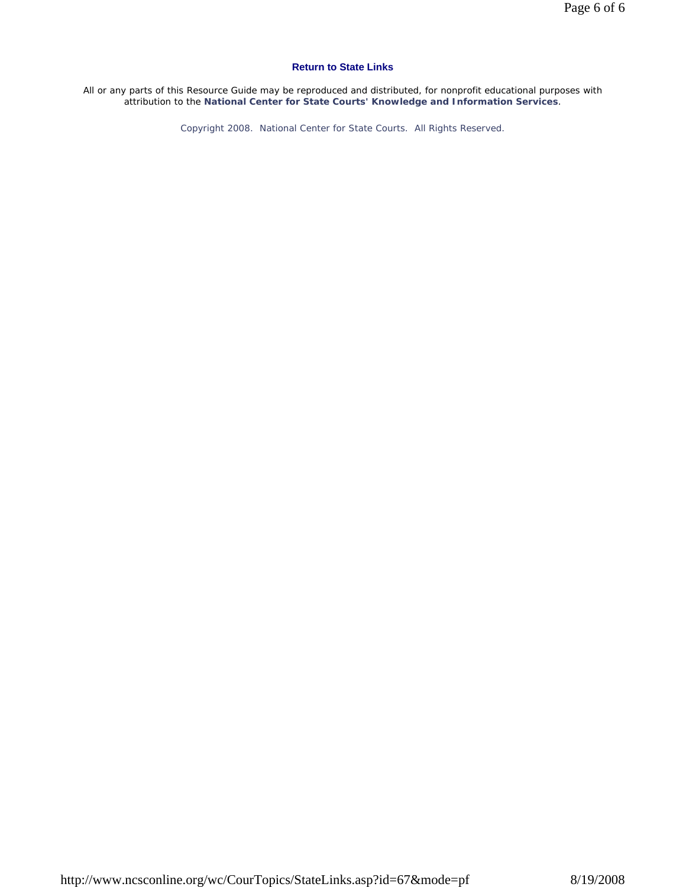**Return to State Links**

All or any parts of this Resource Guide may be reproduced and distributed, for nonprofit educational purposes with attribution to the **National Center for State Courts' Knowledge and Information Services**.

Copyright 2008. National Center for State Courts. All Rights Reserved.